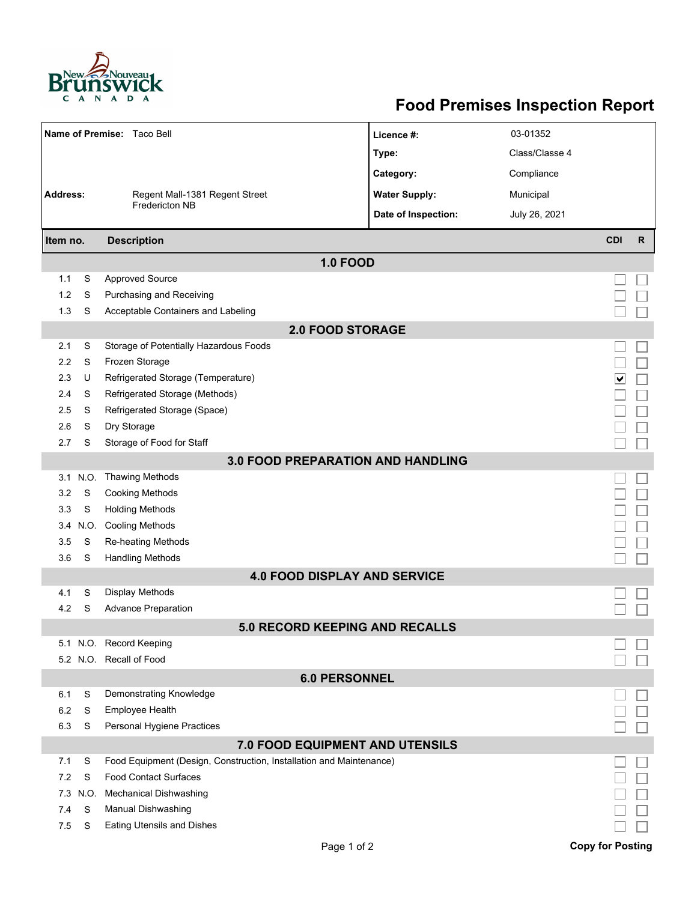# Food Premises Inspection Report

| | | | |
|---|---|---|---|
| **Name of Premise:** | Taco Bell | **Licence #:** | 03-01352 |
| | | **Type:** | Class/Classe 4 |
| | | **Category:** | Compliance |
| **Address:** | Regent Mall-1381 Regent Street Fredericton NB | **Water Supply:** | Municipal |
| | | **Date of Inspection:** | July 26, 2021 |

| Item no. | | Description | CDI | R |
|---|---|---|---|---|
| | | **1.0 FOOD** | | |
| 1.1 | S | Approved Source | ☐ | ☐ |
| 1.2 | S | Purchasing and Receiving | ☐ | ☐ |
| 1.3 | S | Acceptable Containers and Labeling | ☐ | ☐ |
| | | **2.0 FOOD STORAGE** | | |
| 2.1 | S | Storage of Potentially Hazardous Foods | ☐ | ☐ |
| 2.2 | S | Frozen Storage | ☐ | ☐ |
| 2.3 | U | Refrigerated Storage (Temperature) | ☑ | ☐ |
| 2.4 | S | Refrigerated Storage (Methods) | ☐ | ☐ |
| 2.5 | S | Refrigerated Storage (Space) | ☐ | ☐ |
| 2.6 | S | Dry Storage | ☐ | ☐ |
| 2.7 | S | Storage of Food for Staff | ☐ | ☐ |
| | | **3.0 FOOD PREPARATION AND HANDLING** | | |
| 3.1 | N.O. | Thawing Methods | ☐ | ☐ |
| 3.2 | S | Cooking Methods | ☐ | ☐ |
| 3.3 | S | Holding Methods | ☐ | ☐ |
| 3.4 | N.O. | Cooling Methods | ☐ | ☐ |
| 3.5 | S | Re-heating Methods | ☐ | ☐ |
| 3.6 | S | Handling Methods | ☐ | ☐ |
| | | **4.0 FOOD DISPLAY AND SERVICE** | | |
| 4.1 | S | Display Methods | ☐ | ☐ |
| 4.2 | S | Advance Preparation | ☐ | ☐ |
| | | **5.0 RECORD KEEPING AND RECALLS** | | |
| 5.1 | N.O. | Record Keeping | ☐ | ☐ |
| 5.2 | N.O. | Recall of Food | ☐ | ☐ |
| | | **6.0 PERSONNEL** | | |
| 6.1 | S | Demonstrating Knowledge | ☐ | ☐ |
| 6.2 | S | Employee Health | ☐ | ☐ |
| 6.3 | S | Personal Hygiene Practices | ☐ | ☐ |
| | | **7.0 FOOD EQUIPMENT AND UTENSILS** | | |
| 7.1 | S | Food Equipment (Design, Construction, Installation and Maintenance) | ☐ | ☐ |
| 7.2 | S | Food Contact Surfaces | ☐ | ☐ |
| 7.3 | N.O. | Mechanical Dishwashing | ☐ | ☐ |
| 7.4 | S | Manual Dishwashing | ☐ | ☐ |
| 7.5 | S | Eating Utensils and Dishes | ☐ | ☐ |

**Copy for Posting**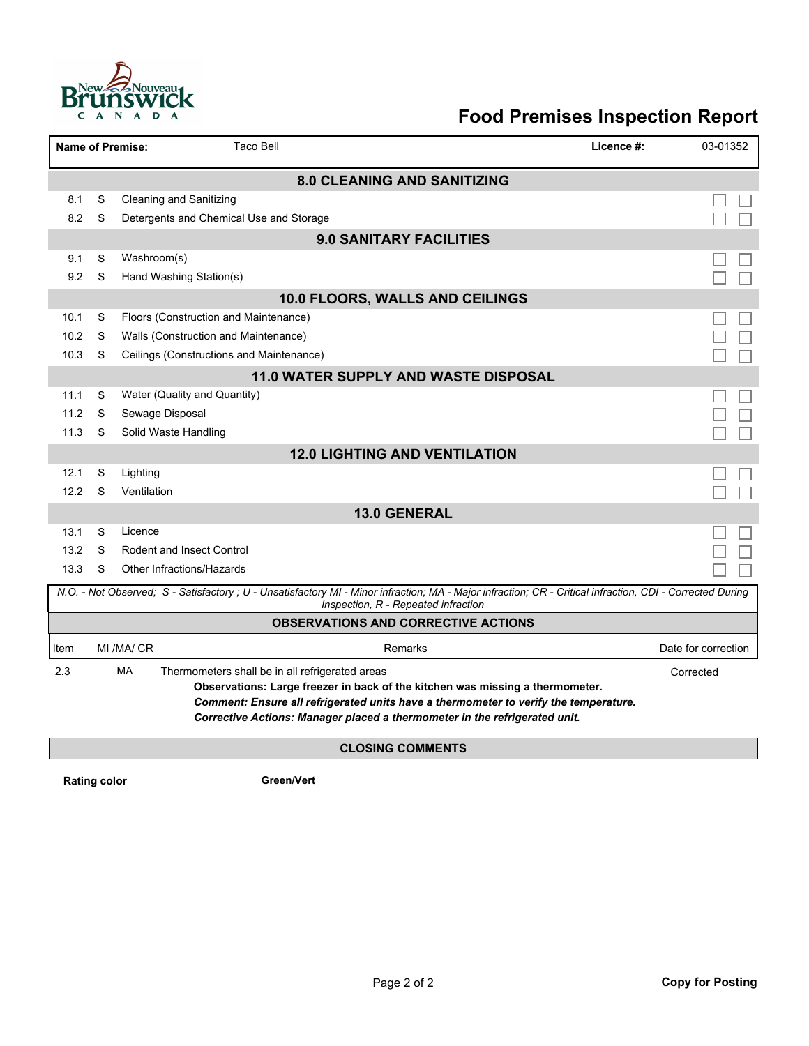# Food Premises Inspection Report

| Name of Premise: | Taco Bell | Licence #: | 03-01352 |
|---|---|---|---|

## 8.0 CLEANING AND SANITIZING

| | | | | |
|---|---|---|---|---|
| 8.1 | S | Cleaning and Sanitizing | ☐ | ☐ |
| 8.2 | S | Detergents and Chemical Use and Storage | ☐ | ☐ |

## 9.0 SANITARY FACILITIES

| | | | | |
|---|---|---|---|---|
| 9.1 | S | Washroom(s) | ☐ | ☐ |
| 9.2 | S | Hand Washing Station(s) | ☐ | ☐ |

## 10.0 FLOORS, WALLS AND CEILINGS

| | | | | |
|---|---|---|---|---|
| 10.1 | S | Floors (Construction and Maintenance) | ☐ | ☐ |
| 10.2 | S | Walls (Construction and Maintenance) | ☐ | ☐ |
| 10.3 | S | Ceilings (Constructions and Maintenance) | ☐ | ☐ |

## 11.0 WATER SUPPLY AND WASTE DISPOSAL

| | | | | |
|---|---|---|---|---|
| 11.1 | S | Water (Quality and Quantity) | ☐ | ☐ |
| 11.2 | S | Sewage Disposal | ☐ | ☐ |
| 11.3 | S | Solid Waste Handling | ☐ | ☐ |

## 12.0 LIGHTING AND VENTILATION

| | | | | |
|---|---|---|---|---|
| 12.1 | S | Lighting | ☐ | ☐ |
| 12.2 | S | Ventilation | ☐ | ☐ |

## 13.0 GENERAL

| | | | | |
|---|---|---|---|---|
| 13.1 | S | Licence | ☐ | ☐ |
| 13.2 | S | Rodent and Insect Control | ☐ | ☐ |
| 13.3 | S | Other Infractions/Hazards | ☐ | ☐ |

*N.O. - Not Observed; S - Satisfactory ; U - Unsatisfactory MI - Minor infraction; MA - Major infraction; CR - Critical infraction, CDI - Corrected During Inspection, R - Repeated infraction*

## OBSERVATIONS AND CORRECTIVE ACTIONS

| Item | MI /MA/ CR | Remarks | Date for correction |
|---|---|---|---|
| 2.3 | MA | Thermometers shall be in all refrigerated areas<br>**Observations: Large freezer in back of the kitchen was missing a thermometer.**<br>***Comment: Ensure all refrigerated units have a thermometer to verify the temperature.***<br>***Corrective Actions: Manager placed a thermometer in the refrigerated unit.*** | Corrected |

## CLOSING COMMENTS

**Rating color** **Green/Vert**

**Copy for Posting**